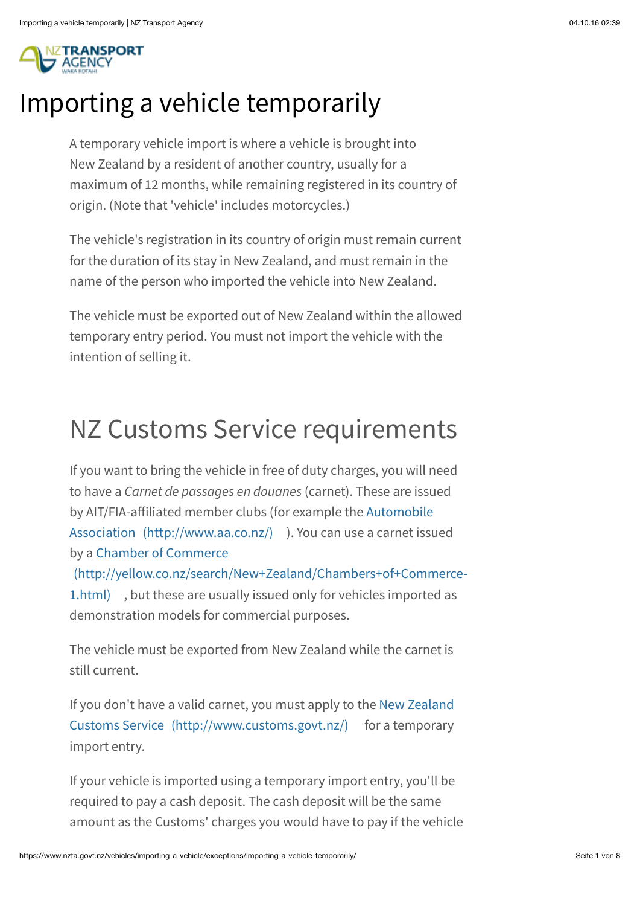# Importing a vehicle temporarily

A temporary vehicle import is where a vehicle is brought into New Zealand by a resident of another country, usually for a maximum of 12 months, while remaining registered in its country of origin. (Note that 'vehicle' includes motorcycles.)

The vehicle's registration in its country of origin must remain current for the duration of its stay in New Zealand, and must remain in the name of the person who imported the vehicle into New Zealand.

The vehicle must be exported out of New Zealand within the allowed temporary entry period. You must not import the vehicle with the intention of selling it.

## NZ Customs Service requirements

If you want to bring the vehicle in free of duty charges, you will need to have a *Carnet de passages en douanes* (carnet). These are issued by AIT/FIA-affiliated member clubs (for example the Automobile Association (http://www.aa.co.nz/)). You can use a carnet issued by a Chamber of Commerce (http://yellow.co.nz/search/New+Zealand/Chambers+of+Commerce-1.html), but these are usually issued only for vehicles imported as demonstration models for commercial purposes.

The vehicle must be exported from New Zealand while the carnet is still current.

If you don't have a valid carnet, you must apply to the New Zealand Customs Service (http://www.customs.govt.nz/) for a temporary import entry.

If your vehicle is imported using a temporary import entry, you'll be required to pay a cash deposit. The cash deposit will be the same amount as the Customs' charges you would have to pay if the vehicle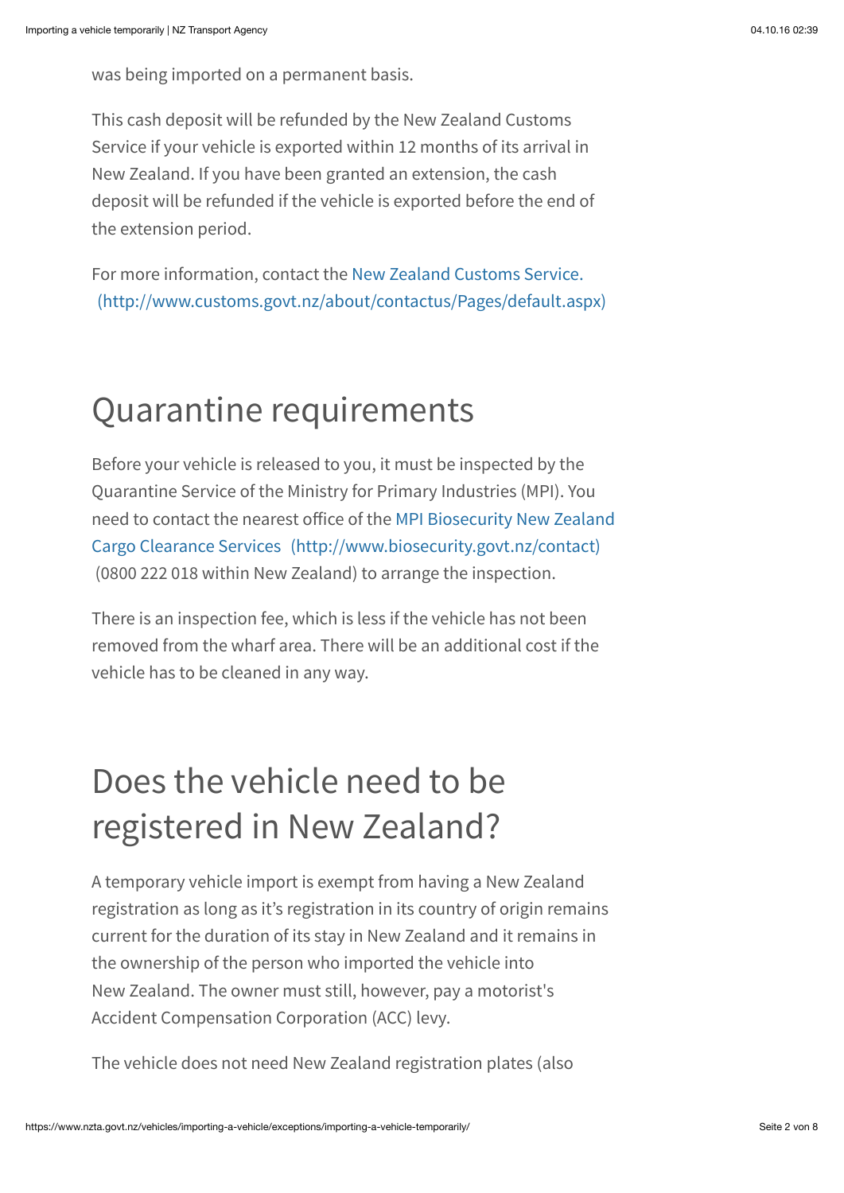was being imported on a permanent basis.

This cash deposit will be refunded by the New Zealand Customs Service if your vehicle is exported within 12 months of its arrival in New Zealand. If you have been granted an extension, the cash deposit will be refunded if the vehicle is exported before the end of the extension period.

For more information, contact the New Zealand Customs Service. (http://www.customs.govt.nz/about/contactus/Pages/default.aspx)

## Quarantine requirements

Before your vehicle is released to you, it must be inspected by the Quarantine Service of the Ministry for Primary Industries (MPI). You need to contact the nearest office of the MPI Biosecurity New Zealand Cargo Clearance Services (http://www.biosecurity.govt.nz/contact) (0800 222 018 within New Zealand) to arrange the inspection.

There is an inspection fee, which is less if the vehicle has not been removed from the wharf area. There will be an additional cost if the vehicle has to be cleaned in any way.

## Does the vehicle need to be registered in New Zealand?

A temporary vehicle import is exempt from having a New Zealand registration as long as it's registration in its country of origin remains current for the duration of its stay in New Zealand and it remains in the ownership of the person who imported the vehicle into New Zealand. The owner must still, however, pay a motorist's Accident Compensation Corporation (ACC) levy.

The vehicle does not need New Zealand registration plates (also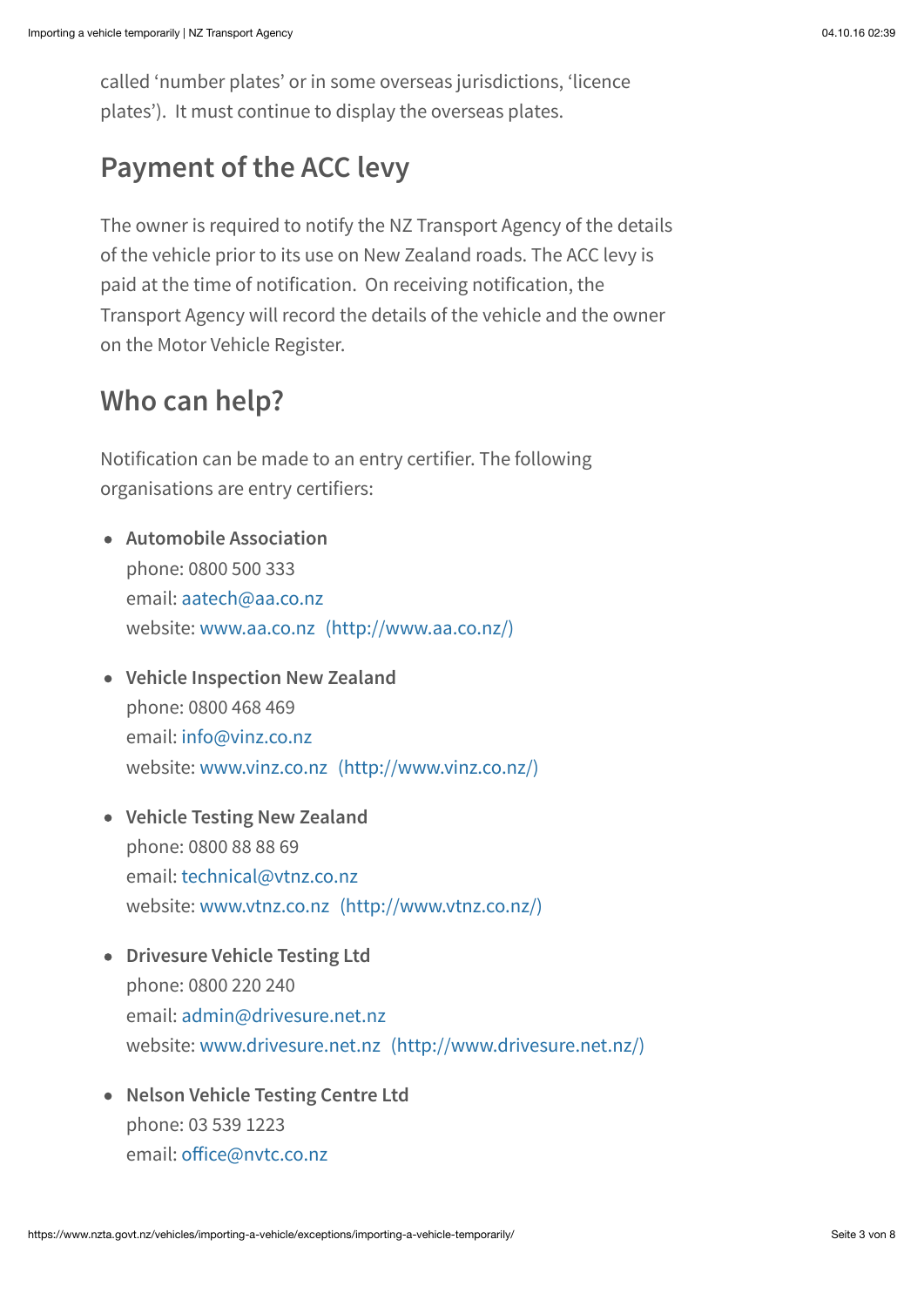called ‘number plates’ or in some overseas jurisdictions, ‘licence plates’). It must continue to display the overseas plates.

## Payment of the ACC levy

The owner is required to notify the NZ Transport Agency of the details of the vehicle prior to its use on New Zealand roads. The ACC levy is paid at the time of notification. On receiving notification, the Transport Agency will record the details of the vehicle and the owner on the Motor Vehicle Register.

## Who can help?

Notification can be made to an entry certifier. The following organisations are entry certifiers:

- **Automobile Association**
  phone: 0800 500 333
  email: aatech@aa.co.nz
  website: www.aa.co.nz (http://www.aa.co.nz/)

- **Vehicle Inspection New Zealand**
  phone: 0800 468 469
  email: info@vinz.co.nz
  website: www.vinz.co.nz (http://www.vinz.co.nz/)

- **Vehicle Testing New Zealand**
  phone: 0800 88 88 69
  email: technical@vtnz.co.nz
  website: www.vtnz.co.nz (http://www.vtnz.co.nz/)

- **Drivesure Vehicle Testing Ltd**
  phone: 0800 220 240
  email: admin@drivesure.net.nz
  website: www.drivesure.net.nz (http://www.drivesure.net.nz/)

- **Nelson Vehicle Testing Centre Ltd**
  phone: 03 539 1223
  email: office@nvtc.co.nz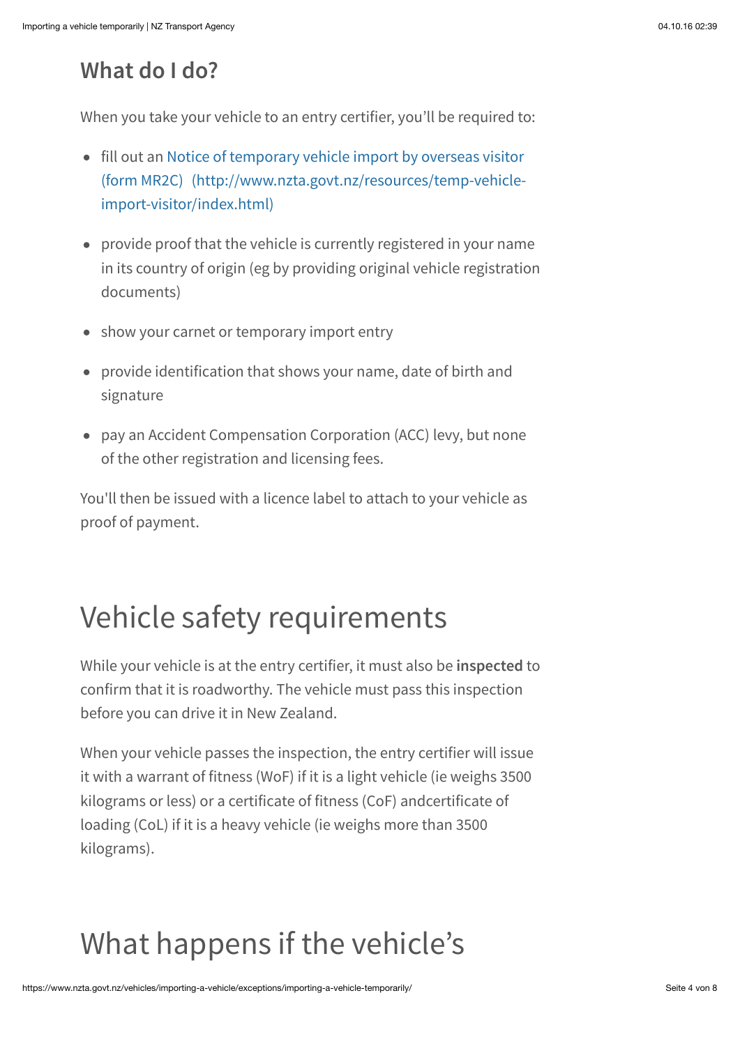### What do I do?

When you take your vehicle to an entry certifier, you'll be required to:

- fill out an Notice of temporary vehicle import by overseas visitor (form MR2C) (http://www.nzta.govt.nz/resources/temp-vehicle-import-visitor/index.html)
- provide proof that the vehicle is currently registered in your name in its country of origin (eg by providing original vehicle registration documents)
- show your carnet or temporary import entry
- provide identification that shows your name, date of birth and signature
- pay an Accident Compensation Corporation (ACC) levy, but none of the other registration and licensing fees.

You'll then be issued with a licence label to attach to your vehicle as proof of payment.

## Vehicle safety requirements

While your vehicle is at the entry certifier, it must also be **inspected** to confirm that it is roadworthy. The vehicle must pass this inspection before you can drive it in New Zealand.

When your vehicle passes the inspection, the entry certifier will issue it with a warrant of fitness (WoF) if it is a light vehicle (ie weighs 3500 kilograms or less) or a certificate of fitness (CoF) andcertificate of loading (CoL) if it is a heavy vehicle (ie weighs more than 3500 kilograms).

## What happens if the vehicle's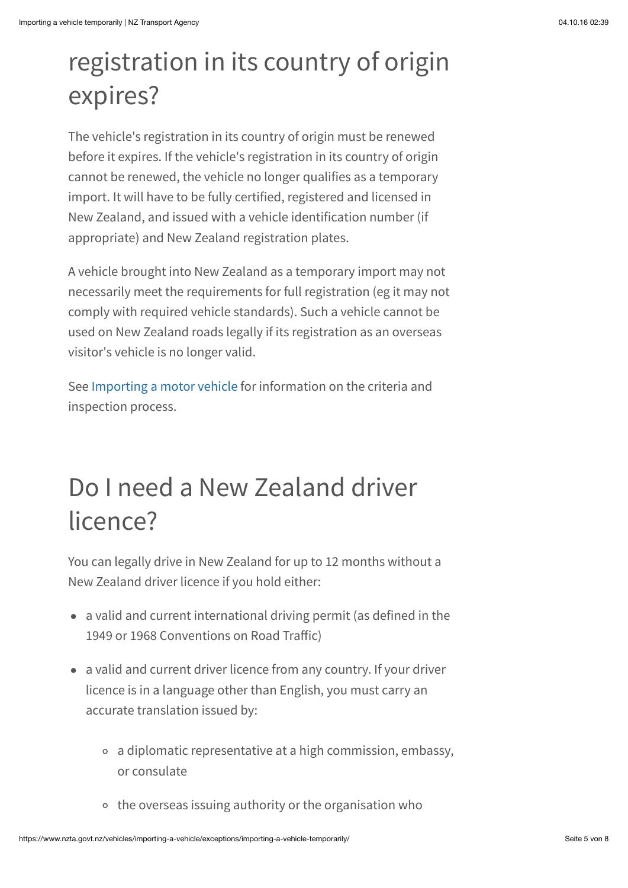## registration in its country of origin expires?

The vehicle's registration in its country of origin must be renewed before it expires. If the vehicle's registration in its country of origin cannot be renewed, the vehicle no longer qualifies as a temporary import. It will have to be fully certified, registered and licensed in New Zealand, and issued with a vehicle identification number (if appropriate) and New Zealand registration plates.

A vehicle brought into New Zealand as a temporary import may not necessarily meet the requirements for full registration (eg it may not comply with required vehicle standards). Such a vehicle cannot be used on New Zealand roads legally if its registration as an overseas visitor's vehicle is no longer valid.

See Importing a motor vehicle for information on the criteria and inspection process.

## Do I need a New Zealand driver licence?

You can legally drive in New Zealand for up to 12 months without a New Zealand driver licence if you hold either:

- a valid and current international driving permit (as defined in the 1949 or 1968 Conventions on Road Traffic)
- a valid and current driver licence from any country. If your driver licence is in a language other than English, you must carry an accurate translation issued by:
    - a diplomatic representative at a high commission, embassy, or consulate
    - the overseas issuing authority or the organisation who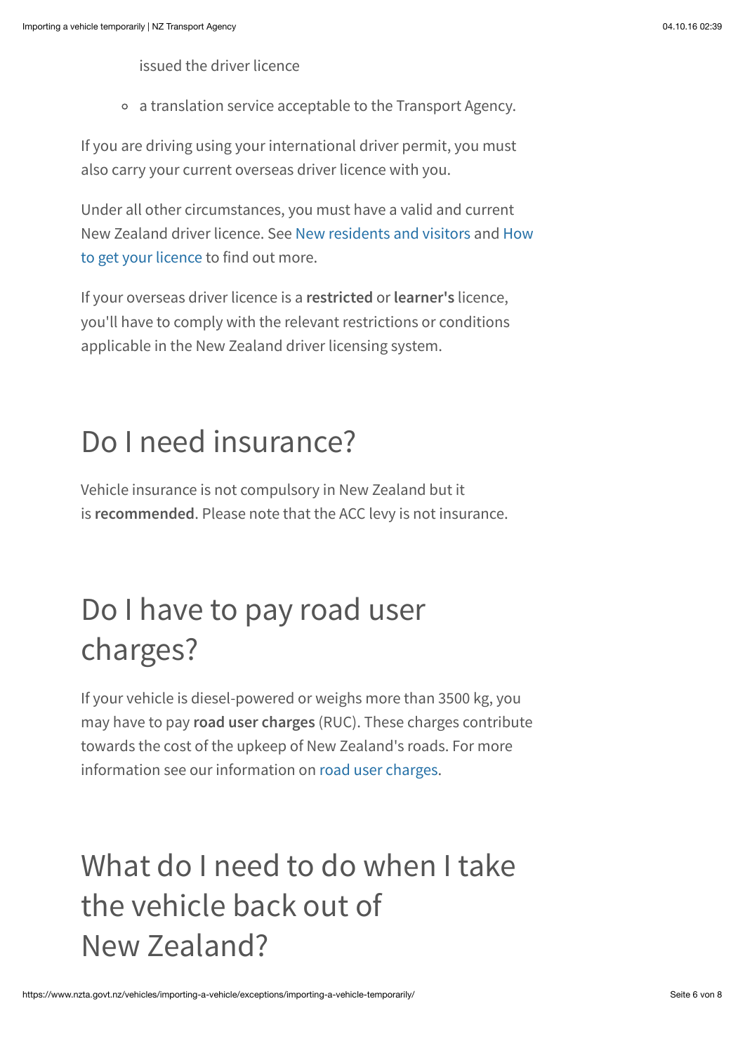issued the driver licence

- a translation service acceptable to the Transport Agency.

If you are driving using your international driver permit, you must also carry your current overseas driver licence with you.

Under all other circumstances, you must have a valid and current New Zealand driver licence. See New residents and visitors and How to get your licence to find out more.

If your overseas driver licence is a **restricted** or **learner's** licence, you'll have to comply with the relevant restrictions or conditions applicable in the New Zealand driver licensing system.

## Do I need insurance?

Vehicle insurance is not compulsory in New Zealand but it is **recommended**. Please note that the ACC levy is not insurance.

## Do I have to pay road user charges?

If your vehicle is diesel-powered or weighs more than 3500 kg, you may have to pay **road user charges** (RUC). These charges contribute towards the cost of the upkeep of New Zealand's roads. For more information see our information on road user charges.

## What do I need to do when I take the vehicle back out of New Zealand?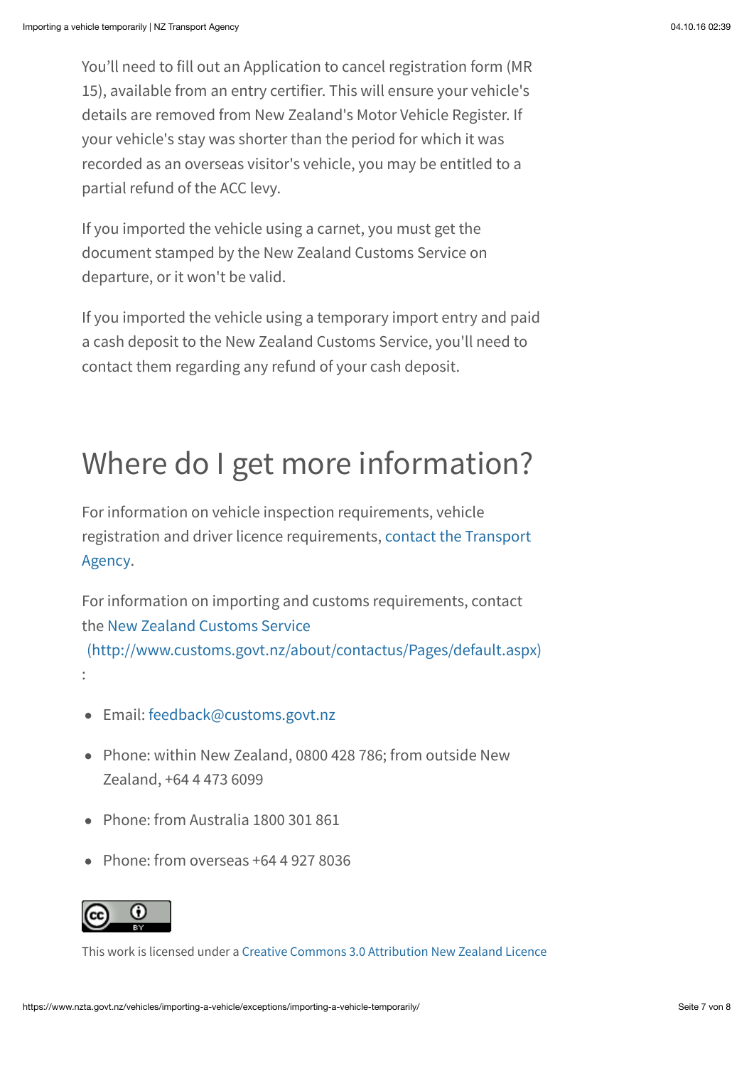You'll need to fill out an Application to cancel registration form (MR 15), available from an entry certifier. This will ensure your vehicle's details are removed from New Zealand's Motor Vehicle Register. If your vehicle's stay was shorter than the period for which it was recorded as an overseas visitor's vehicle, you may be entitled to a partial refund of the ACC levy.

If you imported the vehicle using a carnet, you must get the document stamped by the New Zealand Customs Service on departure, or it won't be valid.

If you imported the vehicle using a temporary import entry and paid a cash deposit to the New Zealand Customs Service, you'll need to contact them regarding any refund of your cash deposit.

## Where do I get more information?

For information on vehicle inspection requirements, vehicle registration and driver licence requirements, contact the Transport Agency.

For information on importing and customs requirements, contact the New Zealand Customs Service (http://www.customs.govt.nz/about/contactus/Pages/default.aspx):

- Email: feedback@customs.govt.nz
- Phone: within New Zealand, 0800 428 786; from outside New Zealand, +64 4 473 6099
- Phone: from Australia 1800 301 861
- Phone: from overseas +64 4 927 8036

This work is licensed under a Creative Commons 3.0 Attribution New Zealand Licence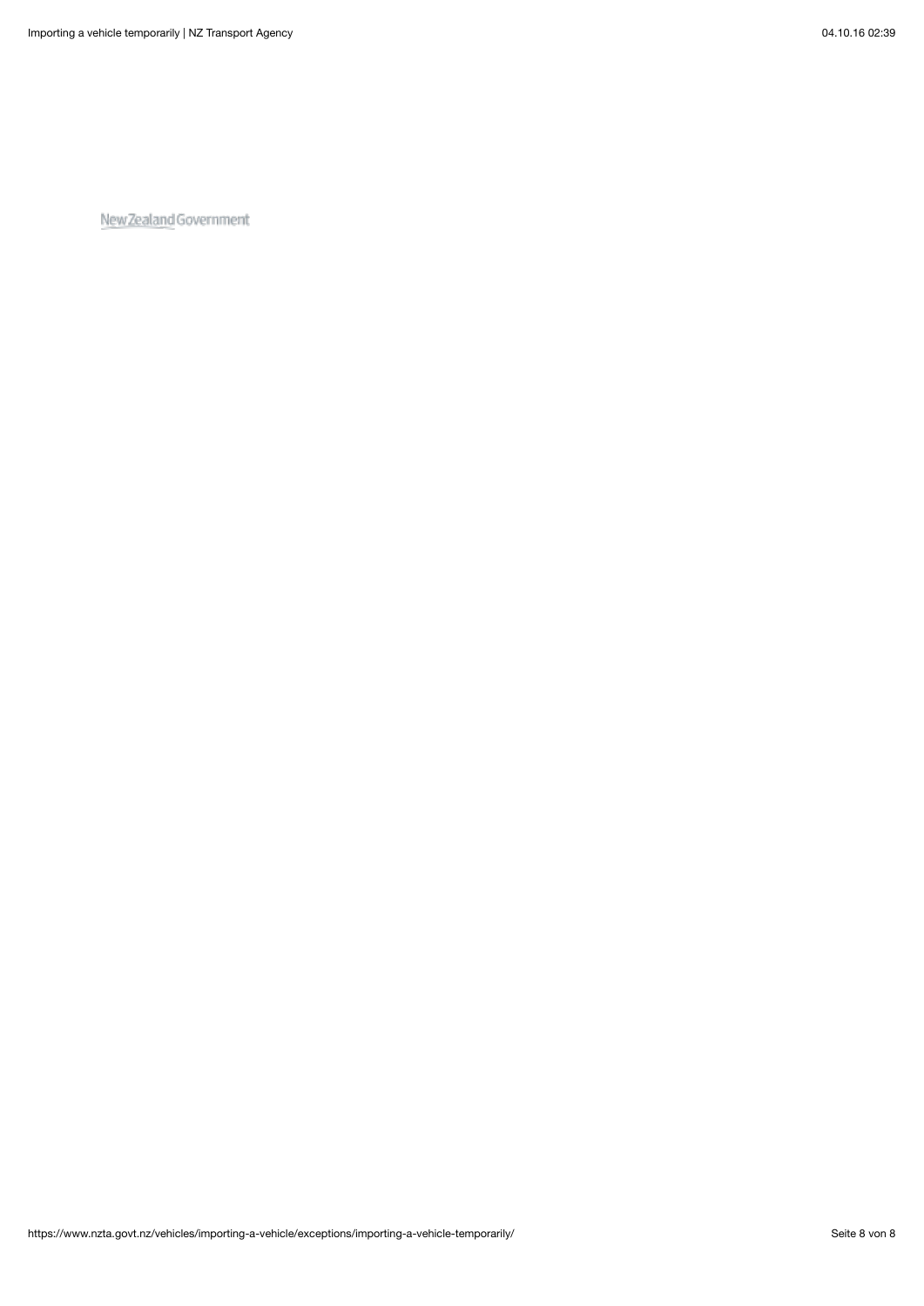New Zealand Government